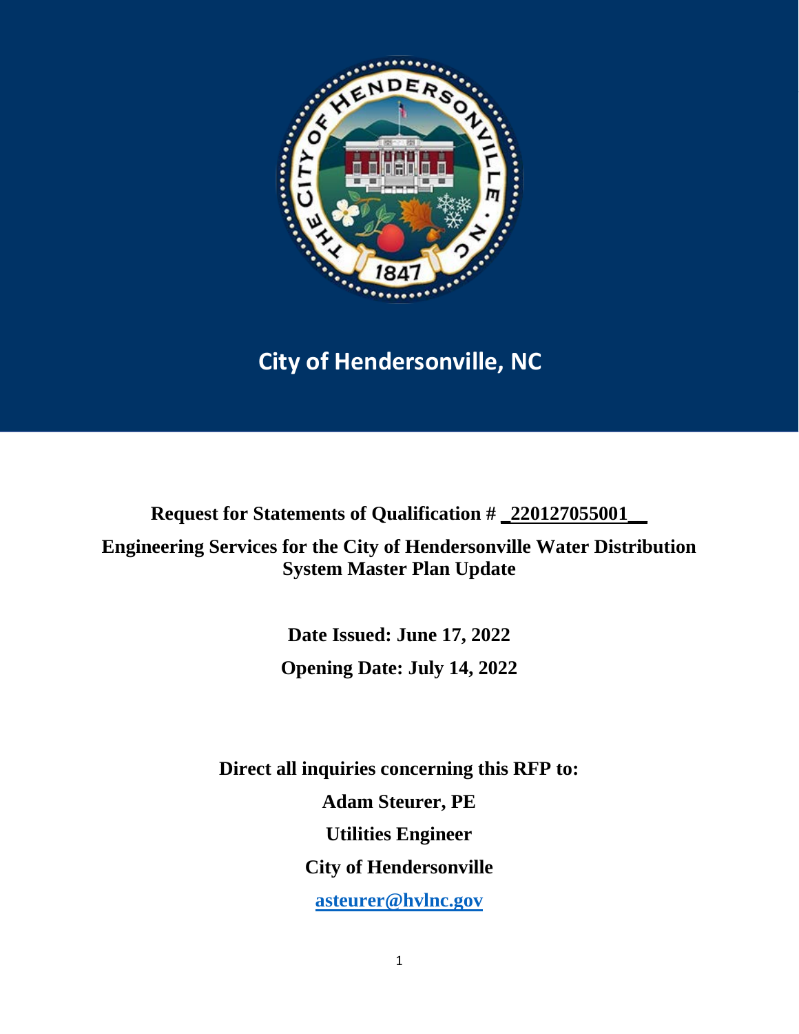# City of Hendersonville, NC

**Request for Statements of Qualification # _220127055001__**

**Engineering Services for the City of Hendersonville Water Distribution System Master Plan Update**

**Date Issued: June 17, 2022**

**Opening Date: July 14, 2022**

**Direct all inquiries concerning this RFP to:**

**Adam Steurer, PE**

**Utilities Engineer**

**City of Hendersonville**

**asteurer@hvlnc.gov**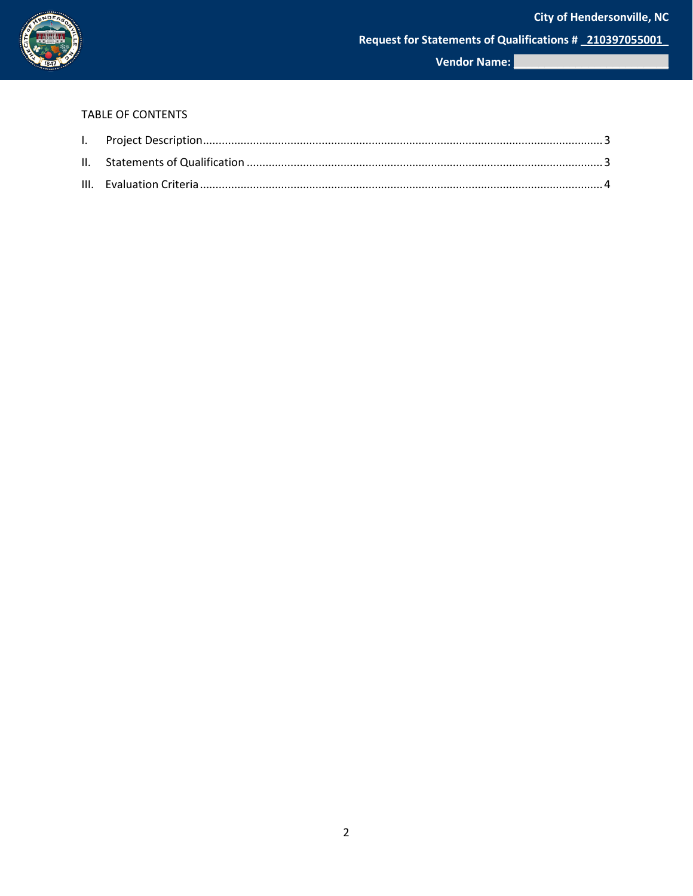TABLE OF CONTENTS

I. Project Description ........................................................ 3

II. Statements of Qualification ........................................................ 3

III. Evaluation Criteria ........................................................ 4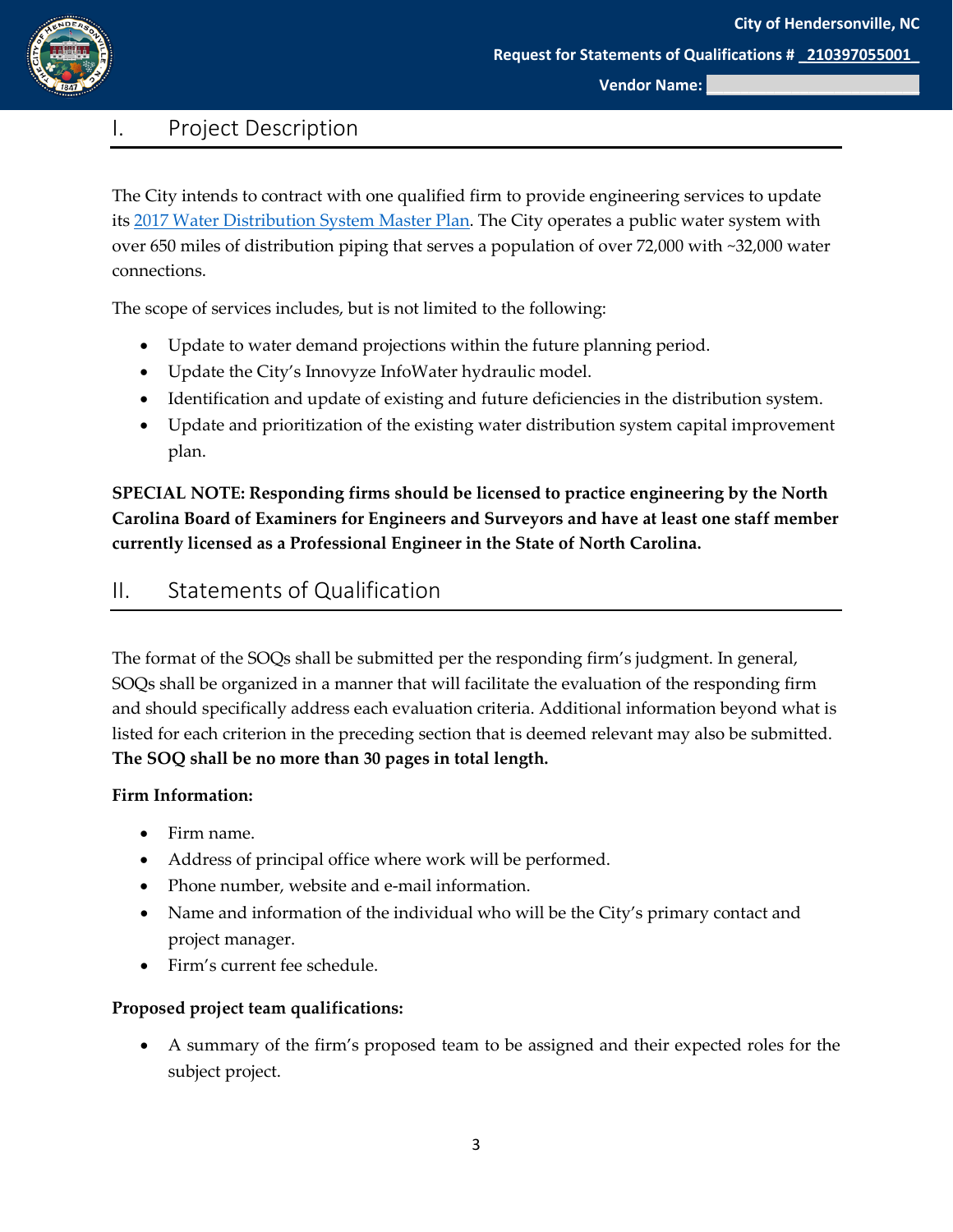## I. Project Description

The City intends to contract with one qualified firm to provide engineering services to update its [2017 Water Distribution System Master Plan](). The City operates a public water system with over 650 miles of distribution piping that serves a population of over 72,000 with ~32,000 water connections.

The scope of services includes, but is not limited to the following:

- Update to water demand projections within the future planning period.
- Update the City's Innovyze InfoWater hydraulic model.
- Identification and update of existing and future deficiencies in the distribution system.
- Update and prioritization of the existing water distribution system capital improvement plan.

**SPECIAL NOTE: Responding firms should be licensed to practice engineering by the North Carolina Board of Examiners for Engineers and Surveyors and have at least one staff member currently licensed as a Professional Engineer in the State of North Carolina.**

## II. Statements of Qualification

The format of the SOQs shall be submitted per the responding firm's judgment. In general, SOQs shall be organized in a manner that will facilitate the evaluation of the responding firm and should specifically address each evaluation criteria. Additional information beyond what is listed for each criterion in the preceding section that is deemed relevant may also be submitted. **The SOQ shall be no more than 30 pages in total length.**

**Firm Information:**

- Firm name.
- Address of principal office where work will be performed.
- Phone number, website and e-mail information.
- Name and information of the individual who will be the City's primary contact and project manager.
- Firm's current fee schedule.

**Proposed project team qualifications:**

- A summary of the firm's proposed team to be assigned and their expected roles for the subject project.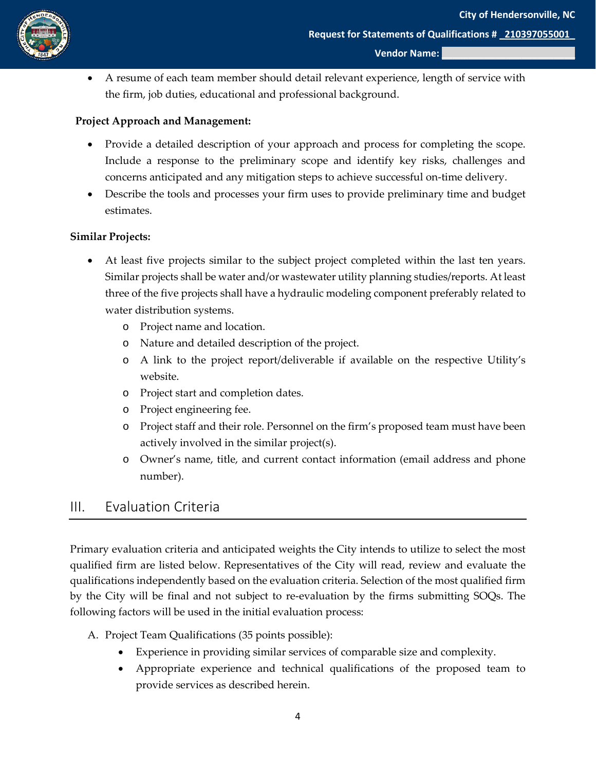- A resume of each team member should detail relevant experience, length of service with the firm, job duties, educational and professional background.

**Project Approach and Management:**

- Provide a detailed description of your approach and process for completing the scope. Include a response to the preliminary scope and identify key risks, challenges and concerns anticipated and any mitigation steps to achieve successful on-time delivery.
- Describe the tools and processes your firm uses to provide preliminary time and budget estimates.

**Similar Projects:**

- At least five projects similar to the subject project completed within the last ten years. Similar projects shall be water and/or wastewater utility planning studies/reports. At least three of the five projects shall have a hydraulic modeling component preferably related to water distribution systems.
  - Project name and location.
  - Nature and detailed description of the project.
  - A link to the project report/deliverable if available on the respective Utility's website.
  - Project start and completion dates.
  - Project engineering fee.
  - Project staff and their role. Personnel on the firm's proposed team must have been actively involved in the similar project(s).
  - Owner's name, title, and current contact information (email address and phone number).

## III. Evaluation Criteria

Primary evaluation criteria and anticipated weights the City intends to utilize to select the most qualified firm are listed below. Representatives of the City will read, review and evaluate the qualifications independently based on the evaluation criteria. Selection of the most qualified firm by the City will be final and not subject to re-evaluation by the firms submitting SOQs. The following factors will be used in the initial evaluation process:

A. Project Team Qualifications (35 points possible):
   - Experience in providing similar services of comparable size and complexity.
   - Appropriate experience and technical qualifications of the proposed team to provide services as described herein.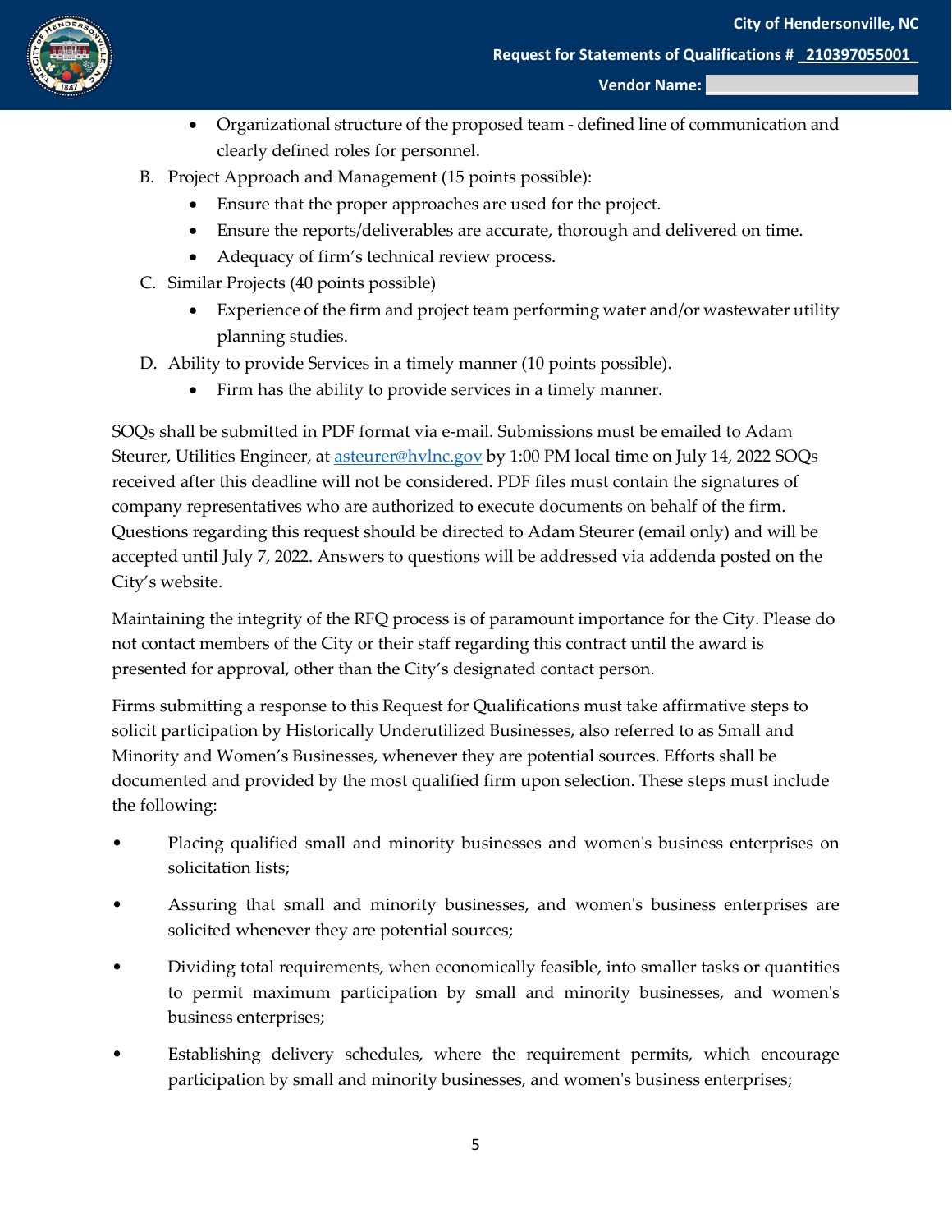- Organizational structure of the proposed team - defined line of communication and clearly defined roles for personnel.

B. Project Approach and Management (15 points possible):
   - Ensure that the proper approaches are used for the project.
   - Ensure the reports/deliverables are accurate, thorough and delivered on time.
   - Adequacy of firm's technical review process.

C. Similar Projects (40 points possible)
   - Experience of the firm and project team performing water and/or wastewater utility planning studies.

D. Ability to provide Services in a timely manner (10 points possible).
   - Firm has the ability to provide services in a timely manner.

SOQs shall be submitted in PDF format via e-mail. Submissions must be emailed to Adam Steurer, Utilities Engineer, at asteurer@hvlnc.gov by 1:00 PM local time on July 14, 2022 SOQs received after this deadline will not be considered. PDF files must contain the signatures of company representatives who are authorized to execute documents on behalf of the firm. Questions regarding this request should be directed to Adam Steurer (email only) and will be accepted until July 7, 2022. Answers to questions will be addressed via addenda posted on the City's website.

Maintaining the integrity of the RFQ process is of paramount importance for the City. Please do not contact members of the City or their staff regarding this contract until the award is presented for approval, other than the City's designated contact person.

Firms submitting a response to this Request for Qualifications must take affirmative steps to solicit participation by Historically Underutilized Businesses, also referred to as Small and Minority and Women's Businesses, whenever they are potential sources. Efforts shall be documented and provided by the most qualified firm upon selection. These steps must include the following:

- Placing qualified small and minority businesses and women's business enterprises on solicitation lists;
- Assuring that small and minority businesses, and women's business enterprises are solicited whenever they are potential sources;
- Dividing total requirements, when economically feasible, into smaller tasks or quantities to permit maximum participation by small and minority businesses, and women's business enterprises;
- Establishing delivery schedules, where the requirement permits, which encourage participation by small and minority businesses, and women's business enterprises;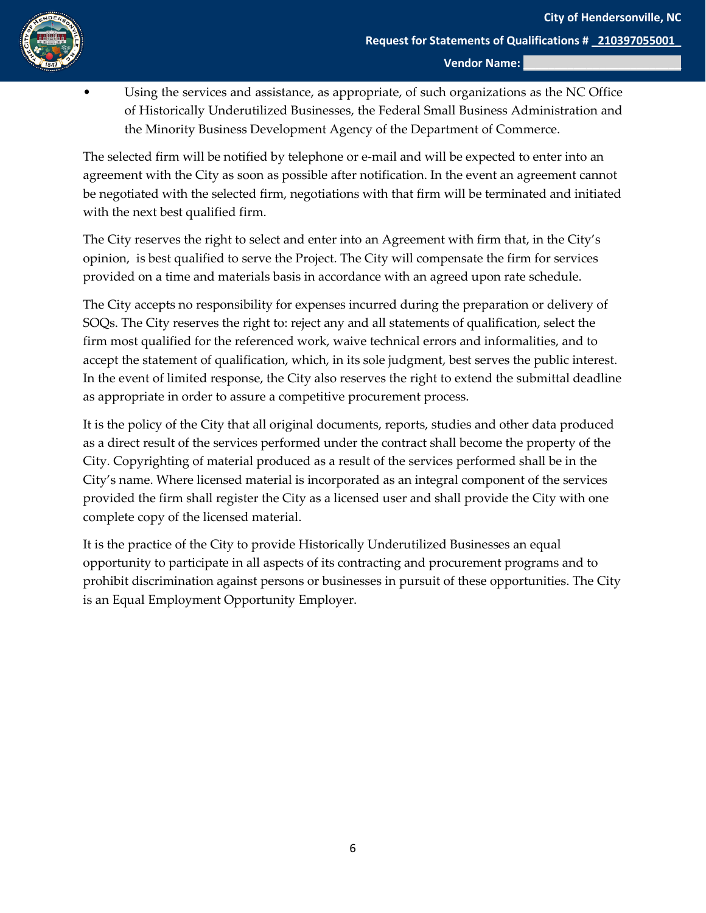- Using the services and assistance, as appropriate, of such organizations as the NC Office of Historically Underutilized Businesses, the Federal Small Business Administration and the Minority Business Development Agency of the Department of Commerce.

The selected firm will be notified by telephone or e-mail and will be expected to enter into an agreement with the City as soon as possible after notification. In the event an agreement cannot be negotiated with the selected firm, negotiations with that firm will be terminated and initiated with the next best qualified firm.

The City reserves the right to select and enter into an Agreement with firm that, in the City's opinion, is best qualified to serve the Project. The City will compensate the firm for services provided on a time and materials basis in accordance with an agreed upon rate schedule.

The City accepts no responsibility for expenses incurred during the preparation or delivery of SOQs. The City reserves the right to: reject any and all statements of qualification, select the firm most qualified for the referenced work, waive technical errors and informalities, and to accept the statement of qualification, which, in its sole judgment, best serves the public interest. In the event of limited response, the City also reserves the right to extend the submittal deadline as appropriate in order to assure a competitive procurement process.

It is the policy of the City that all original documents, reports, studies and other data produced as a direct result of the services performed under the contract shall become the property of the City. Copyrighting of material produced as a result of the services performed shall be in the City's name. Where licensed material is incorporated as an integral component of the services provided the firm shall register the City as a licensed user and shall provide the City with one complete copy of the licensed material.

It is the practice of the City to provide Historically Underutilized Businesses an equal opportunity to participate in all aspects of its contracting and procurement programs and to prohibit discrimination against persons or businesses in pursuit of these opportunities. The City is an Equal Employment Opportunity Employer.